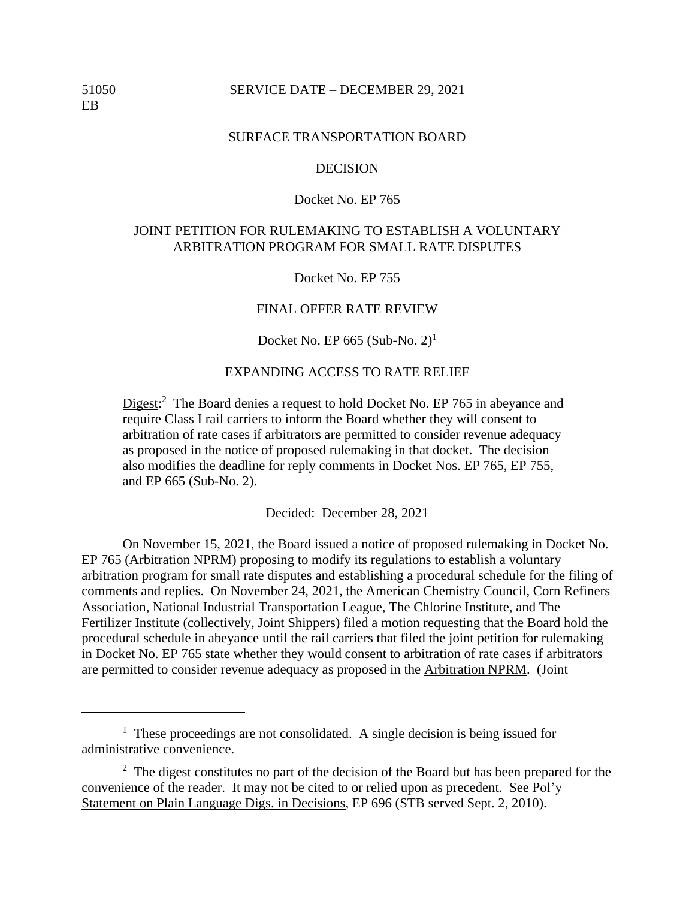51050
EB

SERVICE DATE – DECEMBER 29, 2021

SURFACE TRANSPORTATION BOARD

DECISION

Docket No. EP 765

JOINT PETITION FOR RULEMAKING TO ESTABLISH A VOLUNTARY ARBITRATION PROGRAM FOR SMALL RATE DISPUTES

Docket No. EP 755

FINAL OFFER RATE REVIEW

Docket No. EP 665 (Sub-No. 2)[1]

EXPANDING ACCESS TO RATE RELIEF

Digest:[2] The Board denies a request to hold Docket No. EP 765 in abeyance and require Class I rail carriers to inform the Board whether they will consent to arbitration of rate cases if arbitrators are permitted to consider revenue adequacy as proposed in the notice of proposed rulemaking in that docket. The decision also modifies the deadline for reply comments in Docket Nos. EP 765, EP 755, and EP 665 (Sub-No. 2).

Decided: December 28, 2021

On November 15, 2021, the Board issued a notice of proposed rulemaking in Docket No. EP 765 (Arbitration NPRM) proposing to modify its regulations to establish a voluntary arbitration program for small rate disputes and establishing a procedural schedule for the filing of comments and replies. On November 24, 2021, the American Chemistry Council, Corn Refiners Association, National Industrial Transportation League, The Chlorine Institute, and The Fertilizer Institute (collectively, Joint Shippers) filed a motion requesting that the Board hold the procedural schedule in abeyance until the rail carriers that filed the joint petition for rulemaking in Docket No. EP 765 state whether they would consent to arbitration of rate cases if arbitrators are permitted to consider revenue adequacy as proposed in the Arbitration NPRM. (Joint

---

[1] These proceedings are not consolidated. A single decision is being issued for administrative convenience.

[2] The digest constitutes no part of the decision of the Board but has been prepared for the convenience of the reader. It may not be cited to or relied upon as precedent. See Pol'y Statement on Plain Language Digs. in Decisions, EP 696 (STB served Sept. 2, 2010).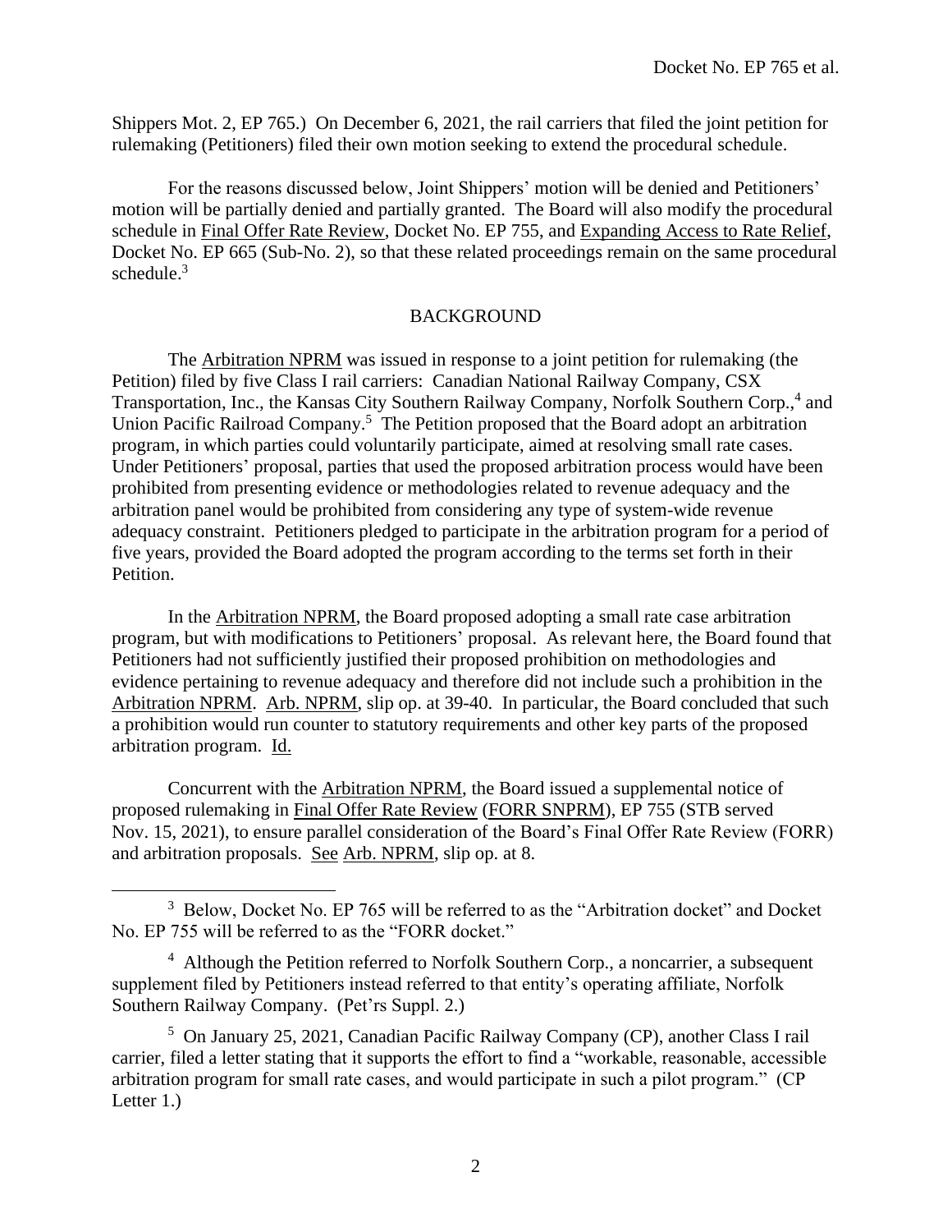Shippers Mot. 2, EP 765.) On December 6, 2021, the rail carriers that filed the joint petition for rulemaking (Petitioners) filed their own motion seeking to extend the procedural schedule.

For the reasons discussed below, Joint Shippers' motion will be denied and Petitioners' motion will be partially denied and partially granted. The Board will also modify the procedural schedule in Final Offer Rate Review, Docket No. EP 755, and Expanding Access to Rate Relief, Docket No. EP 665 (Sub-No. 2), so that these related proceedings remain on the same procedural schedule.[3]

## BACKGROUND

The Arbitration NPRM was issued in response to a joint petition for rulemaking (the Petition) filed by five Class I rail carriers: Canadian National Railway Company, CSX Transportation, Inc., the Kansas City Southern Railway Company, Norfolk Southern Corp.,[4] and Union Pacific Railroad Company.[5] The Petition proposed that the Board adopt an arbitration program, in which parties could voluntarily participate, aimed at resolving small rate cases. Under Petitioners' proposal, parties that used the proposed arbitration process would have been prohibited from presenting evidence or methodologies related to revenue adequacy and the arbitration panel would be prohibited from considering any type of system-wide revenue adequacy constraint. Petitioners pledged to participate in the arbitration program for a period of five years, provided the Board adopted the program according to the terms set forth in their Petition.

In the Arbitration NPRM, the Board proposed adopting a small rate case arbitration program, but with modifications to Petitioners' proposal. As relevant here, the Board found that Petitioners had not sufficiently justified their proposed prohibition on methodologies and evidence pertaining to revenue adequacy and therefore did not include such a prohibition in the Arbitration NPRM. Arb. NPRM, slip op. at 39-40. In particular, the Board concluded that such a prohibition would run counter to statutory requirements and other key parts of the proposed arbitration program. Id.

Concurrent with the Arbitration NPRM, the Board issued a supplemental notice of proposed rulemaking in Final Offer Rate Review (FORR SNPRM), EP 755 (STB served Nov. 15, 2021), to ensure parallel consideration of the Board's Final Offer Rate Review (FORR) and arbitration proposals. See Arb. NPRM, slip op. at 8.

[3] Below, Docket No. EP 765 will be referred to as the "Arbitration docket" and Docket No. EP 755 will be referred to as the "FORR docket."

[4] Although the Petition referred to Norfolk Southern Corp., a noncarrier, a subsequent supplement filed by Petitioners instead referred to that entity's operating affiliate, Norfolk Southern Railway Company. (Pet'rs Suppl. 2.)

[5] On January 25, 2021, Canadian Pacific Railway Company (CP), another Class I rail carrier, filed a letter stating that it supports the effort to find a "workable, reasonable, accessible arbitration program for small rate cases, and would participate in such a pilot program." (CP Letter 1.)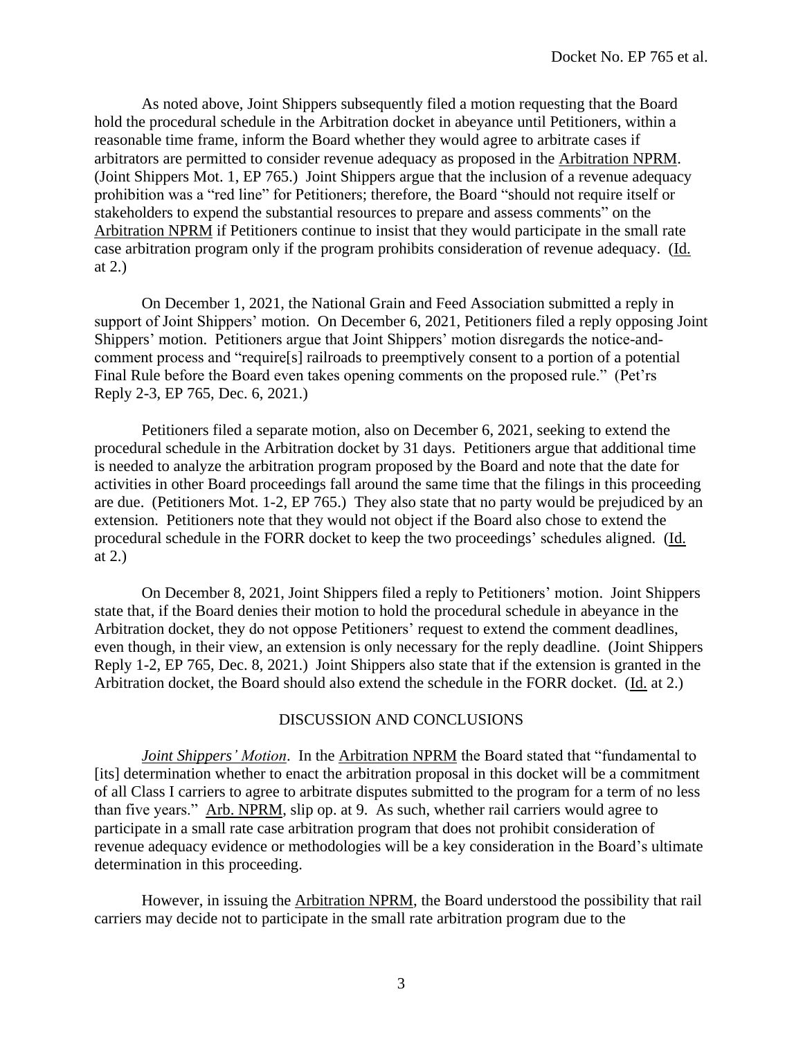As noted above, Joint Shippers subsequently filed a motion requesting that the Board hold the procedural schedule in the Arbitration docket in abeyance until Petitioners, within a reasonable time frame, inform the Board whether they would agree to arbitrate cases if arbitrators are permitted to consider revenue adequacy as proposed in the Arbitration NPRM. (Joint Shippers Mot. 1, EP 765.) Joint Shippers argue that the inclusion of a revenue adequacy prohibition was a "red line" for Petitioners; therefore, the Board "should not require itself or stakeholders to expend the substantial resources to prepare and assess comments" on the Arbitration NPRM if Petitioners continue to insist that they would participate in the small rate case arbitration program only if the program prohibits consideration of revenue adequacy. (Id. at 2.)

On December 1, 2021, the National Grain and Feed Association submitted a reply in support of Joint Shippers' motion. On December 6, 2021, Petitioners filed a reply opposing Joint Shippers' motion. Petitioners argue that Joint Shippers' motion disregards the notice-and-comment process and "require[s] railroads to preemptively consent to a portion of a potential Final Rule before the Board even takes opening comments on the proposed rule." (Pet'rs Reply 2-3, EP 765, Dec. 6, 2021.)

Petitioners filed a separate motion, also on December 6, 2021, seeking to extend the procedural schedule in the Arbitration docket by 31 days. Petitioners argue that additional time is needed to analyze the arbitration program proposed by the Board and note that the date for activities in other Board proceedings fall around the same time that the filings in this proceeding are due. (Petitioners Mot. 1-2, EP 765.) They also state that no party would be prejudiced by an extension. Petitioners note that they would not object if the Board also chose to extend the procedural schedule in the FORR docket to keep the two proceedings' schedules aligned. (Id. at 2.)

On December 8, 2021, Joint Shippers filed a reply to Petitioners' motion. Joint Shippers state that, if the Board denies their motion to hold the procedural schedule in abeyance in the Arbitration docket, they do not oppose Petitioners' request to extend the comment deadlines, even though, in their view, an extension is only necessary for the reply deadline. (Joint Shippers Reply 1-2, EP 765, Dec. 8, 2021.) Joint Shippers also state that if the extension is granted in the Arbitration docket, the Board should also extend the schedule in the FORR docket. (Id. at 2.)

## DISCUSSION AND CONCLUSIONS

***Joint Shippers' Motion***. In the Arbitration NPRM the Board stated that "fundamental to [its] determination whether to enact the arbitration proposal in this docket will be a commitment of all Class I carriers to agree to arbitrate disputes submitted to the program for a term of no less than five years." Arb. NPRM, slip op. at 9. As such, whether rail carriers would agree to participate in a small rate case arbitration program that does not prohibit consideration of revenue adequacy evidence or methodologies will be a key consideration in the Board's ultimate determination in this proceeding.

However, in issuing the Arbitration NPRM, the Board understood the possibility that rail carriers may decide not to participate in the small rate arbitration program due to the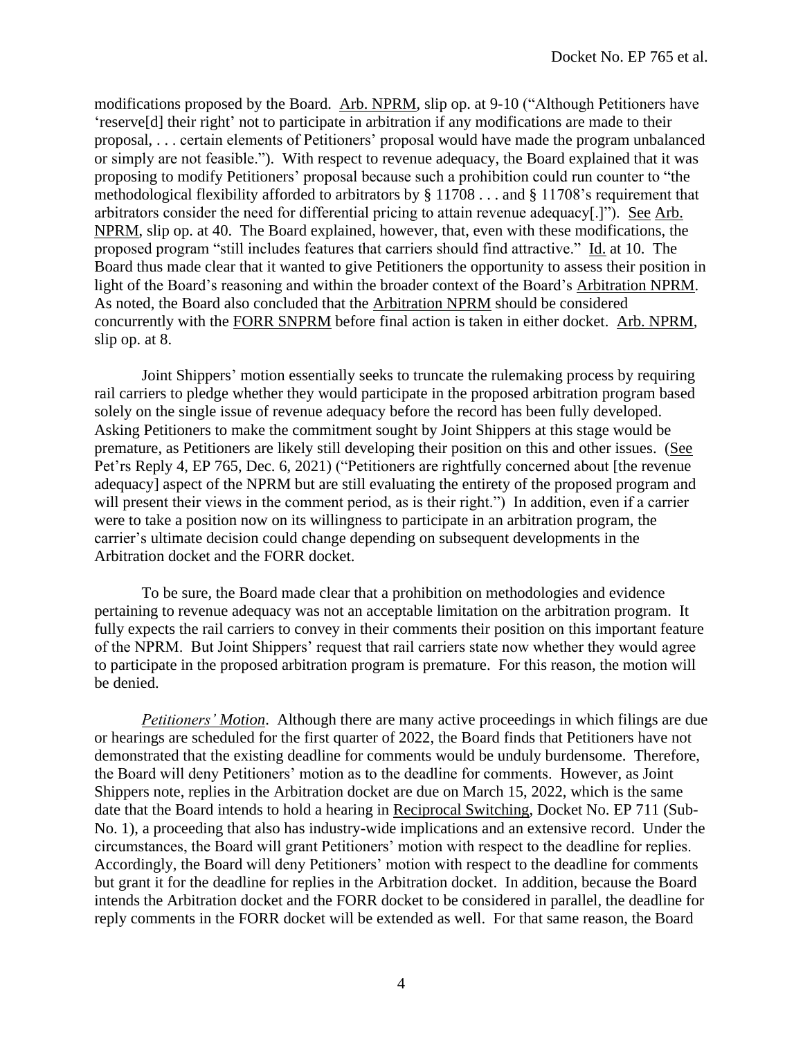modifications proposed by the Board. Arb. NPRM, slip op. at 9-10 ("Although Petitioners have 'reserve[d] their right' not to participate in arbitration if any modifications are made to their proposal, . . . certain elements of Petitioners' proposal would have made the program unbalanced or simply are not feasible."). With respect to revenue adequacy, the Board explained that it was proposing to modify Petitioners' proposal because such a prohibition could run counter to "the methodological flexibility afforded to arbitrators by § 11708 . . . and § 11708's requirement that arbitrators consider the need for differential pricing to attain revenue adequacy[.]"). See Arb. NPRM, slip op. at 40. The Board explained, however, that, even with these modifications, the proposed program "still includes features that carriers should find attractive." Id. at 10. The Board thus made clear that it wanted to give Petitioners the opportunity to assess their position in light of the Board's reasoning and within the broader context of the Board's Arbitration NPRM. As noted, the Board also concluded that the Arbitration NPRM should be considered concurrently with the FORR SNPRM before final action is taken in either docket. Arb. NPRM, slip op. at 8.

Joint Shippers' motion essentially seeks to truncate the rulemaking process by requiring rail carriers to pledge whether they would participate in the proposed arbitration program based solely on the single issue of revenue adequacy before the record has been fully developed. Asking Petitioners to make the commitment sought by Joint Shippers at this stage would be premature, as Petitioners are likely still developing their position on this and other issues. (See Pet'rs Reply 4, EP 765, Dec. 6, 2021) ("Petitioners are rightfully concerned about [the revenue adequacy] aspect of the NPRM but are still evaluating the entirety of the proposed program and will present their views in the comment period, as is their right.") In addition, even if a carrier were to take a position now on its willingness to participate in an arbitration program, the carrier's ultimate decision could change depending on subsequent developments in the Arbitration docket and the FORR docket.

To be sure, the Board made clear that a prohibition on methodologies and evidence pertaining to revenue adequacy was not an acceptable limitation on the arbitration program. It fully expects the rail carriers to convey in their comments their position on this important feature of the NPRM. But Joint Shippers' request that rail carriers state now whether they would agree to participate in the proposed arbitration program is premature. For this reason, the motion will be denied.

*Petitioners' Motion*. Although there are many active proceedings in which filings are due or hearings are scheduled for the first quarter of 2022, the Board finds that Petitioners have not demonstrated that the existing deadline for comments would be unduly burdensome. Therefore, the Board will deny Petitioners' motion as to the deadline for comments. However, as Joint Shippers note, replies in the Arbitration docket are due on March 15, 2022, which is the same date that the Board intends to hold a hearing in Reciprocal Switching, Docket No. EP 711 (Sub-No. 1), a proceeding that also has industry-wide implications and an extensive record. Under the circumstances, the Board will grant Petitioners' motion with respect to the deadline for replies. Accordingly, the Board will deny Petitioners' motion with respect to the deadline for comments but grant it for the deadline for replies in the Arbitration docket. In addition, because the Board intends the Arbitration docket and the FORR docket to be considered in parallel, the deadline for reply comments in the FORR docket will be extended as well. For that same reason, the Board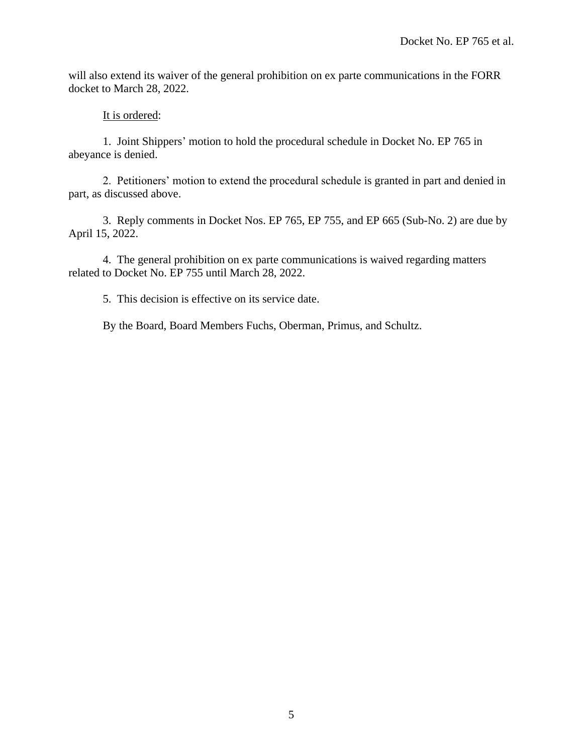will also extend its waiver of the general prohibition on ex parte communications in the FORR docket to March 28, 2022.

It is ordered:

1. Joint Shippers' motion to hold the procedural schedule in Docket No. EP 765 in abeyance is denied.

2. Petitioners' motion to extend the procedural schedule is granted in part and denied in part, as discussed above.

3. Reply comments in Docket Nos. EP 765, EP 755, and EP 665 (Sub-No. 2) are due by April 15, 2022.

4. The general prohibition on ex parte communications is waived regarding matters related to Docket No. EP 755 until March 28, 2022.

5. This decision is effective on its service date.

By the Board, Board Members Fuchs, Oberman, Primus, and Schultz.